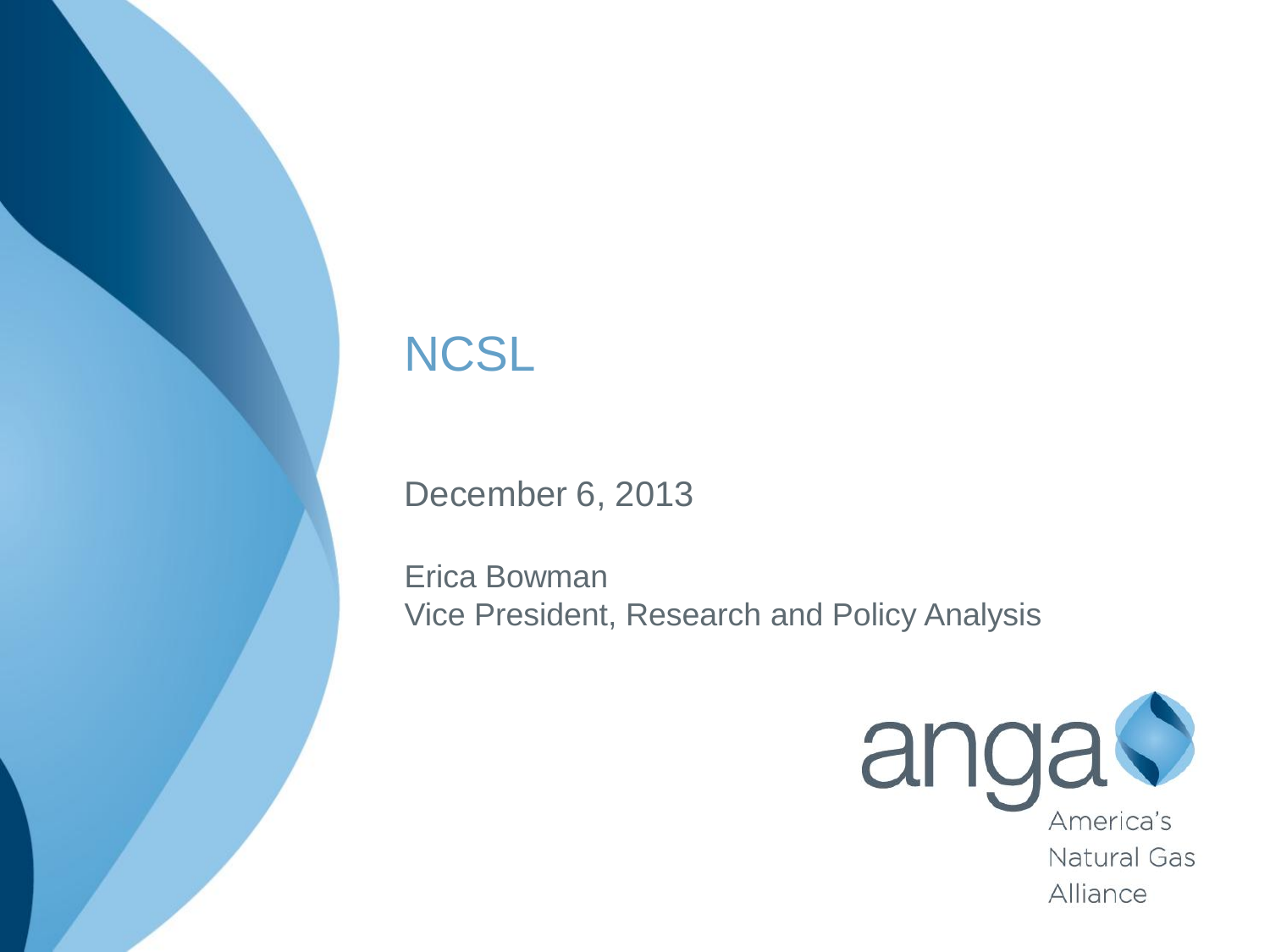# NCSL

December 6, 2013

Erica Bowman
Vice President, Research and Policy Analysis

anga
America's
Natural Gas
Alliance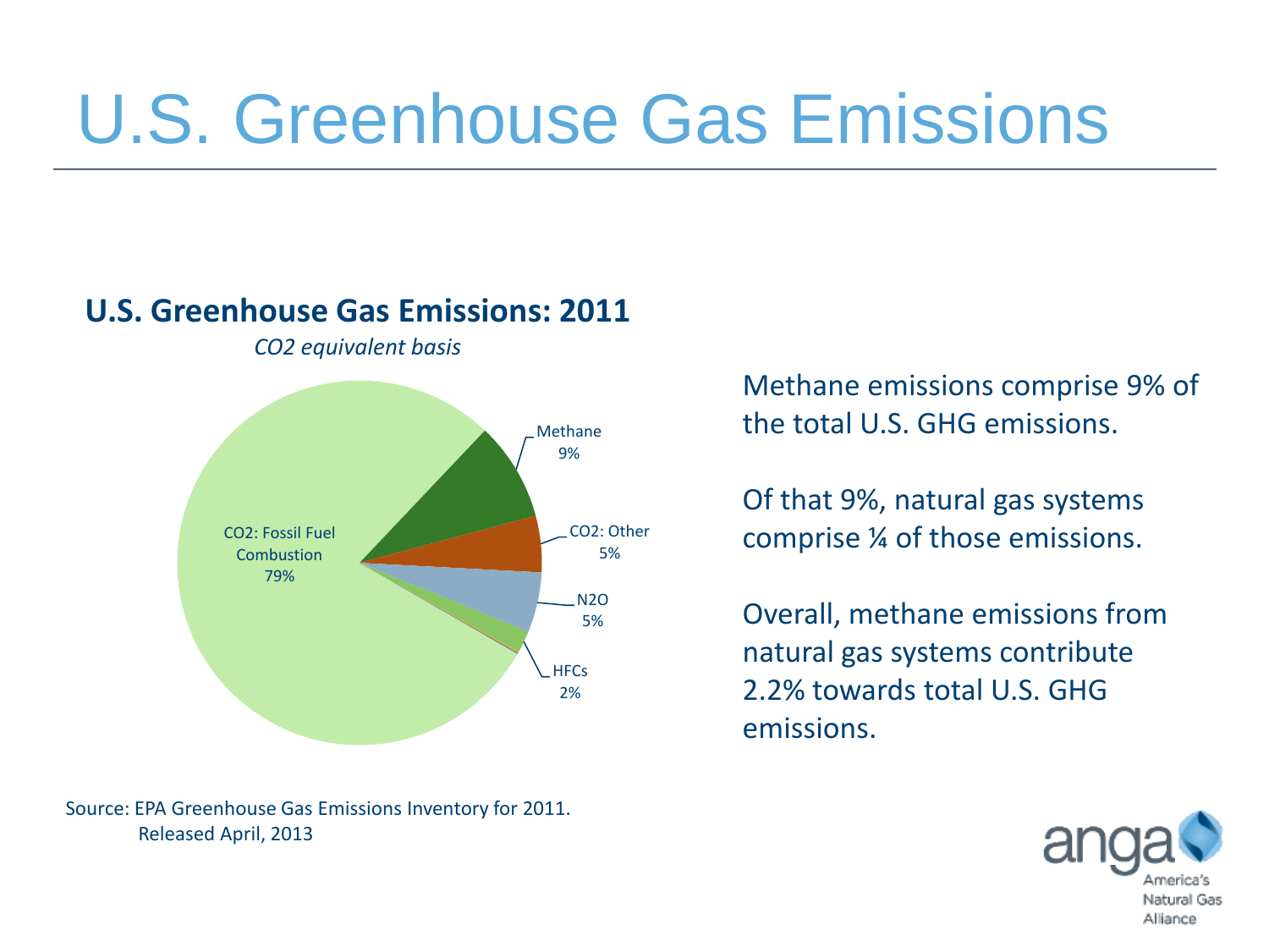# U.S. Greenhouse Gas Emissions

## U.S. Greenhouse Gas Emissions: 2011

*$CO_2$ equivalent basis*

| Category | Share |
|---|---|
| $CO_2$: Fossil Fuel Combustion | 79% |
| Methane | 9% |
| $CO_2$: Other | 5% |
| $N_2O$ | 5% |
| HFCs | 2% |

Methane emissions comprise 9% of the total U.S. GHG emissions.

Of that 9%, natural gas systems comprise ¼ of those emissions.

Overall, methane emissions from natural gas systems contribute 2.2% towards total U.S. GHG emissions.

Source: EPA Greenhouse Gas Emissions Inventory for 2011. Released April, 2013

anga America's Natural Gas Alliance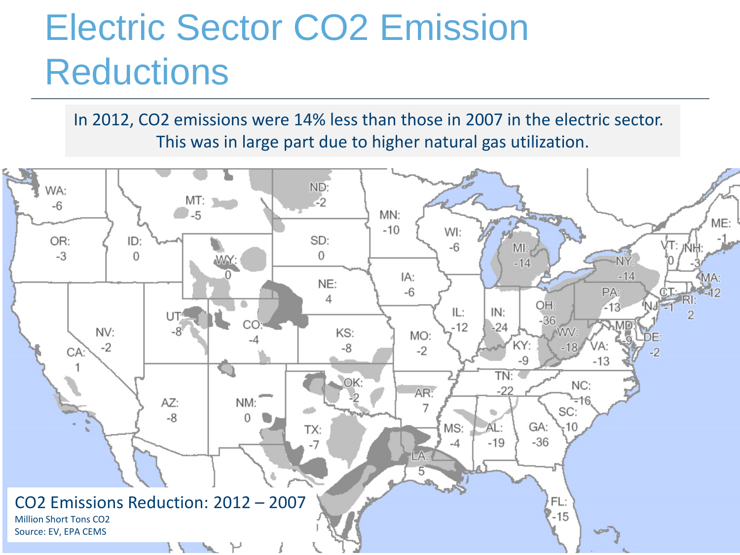# Electric Sector CO2 Emission Reductions

In 2012, $CO_2$ emissions were 14% less than those in 2007 in the electric sector. This was in large part due to higher natural gas utilization.

| State | Reduction | State | Reduction | State | Reduction |
|---|---|---|---|---|---|
| WA | -6 | MN | -10 | PA | -13 |
| OR | -3 | IA | -6 | NJ | -1 |
| CA | 1 | MO | -2 | MD | -9 |
| ID | 0 | AR | 7 | DE | -2 |
| NV | -2 | LA | 5 | VA | -13 |
| MT | -5 | WI | -6 | NC | -16 |
| WY | 0 | IL | -12 | SC | -10 |
| UT | -8 | MI | -14 | GA | -36 |
| CO | -4 | IN | -24 | FL | -15 |
| AZ | -8 | OH | -36 | NY | -14 |
| NM | 0 | KY | -9 | VT | 0 |
| ND | -2 | WV | -18 | NH | -3 |
| SD | 0 | TN | -22 | ME | -1 |
| NE | 4 | MS | -4 | MA | -12 |
| KS | -8 | AL | -19 | CT | 1 |
| OK | -2 | TX | -7 | RI | 2 |

CO2 Emissions Reduction: 2012 – 2007

Million Short Tons CO2

Source: EV, EPA CEMS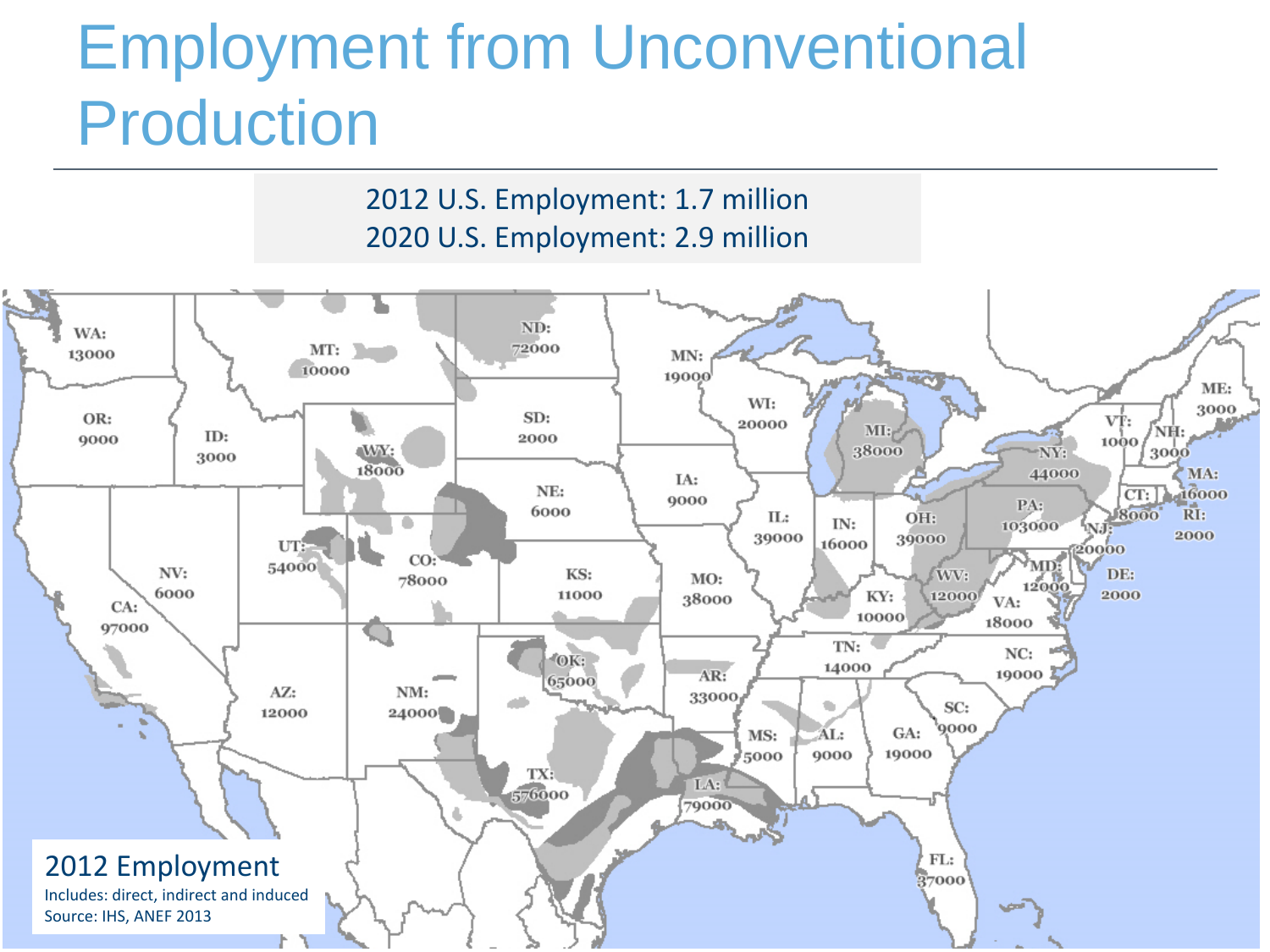# Employment from Unconventional Production

2012 U.S. Employment: 1.7 million
2020 U.S. Employment: 2.9 million

WA: 13000
OR: 9000
CA: 97000
ID: 3000
NV: 6000
MT: 10000
WY: 18000
UT: 54000
AZ: 12000
CO: 78000
NM: 24000
ND: 72000
SD: 2000
NE: 6000
KS: 11000
OK: 65000
TX: 576000
MN: 19000
IA: 9000
MO: 38000
AR: 33000
LA: 79000
WI: 20000
IL: 39000
MI: 38000
IN: 16000
OH: 39000
KY: 10000
TN: 14000
MS: 5000
AL: 9000
GA: 19000
FL: 37000
SC: 9000
NC: 19000
VA: 18000
WV: 12000
MD: 12000
DE: 2000
NJ: 20000
PA: 103000
NY: 44000
VT: 1000
NH: 3000
ME: 3000
MA: 16000
RI: 2000
CT: 8000

2012 Employment
Includes: direct, indirect and induced
Source: IHS, ANEF 2013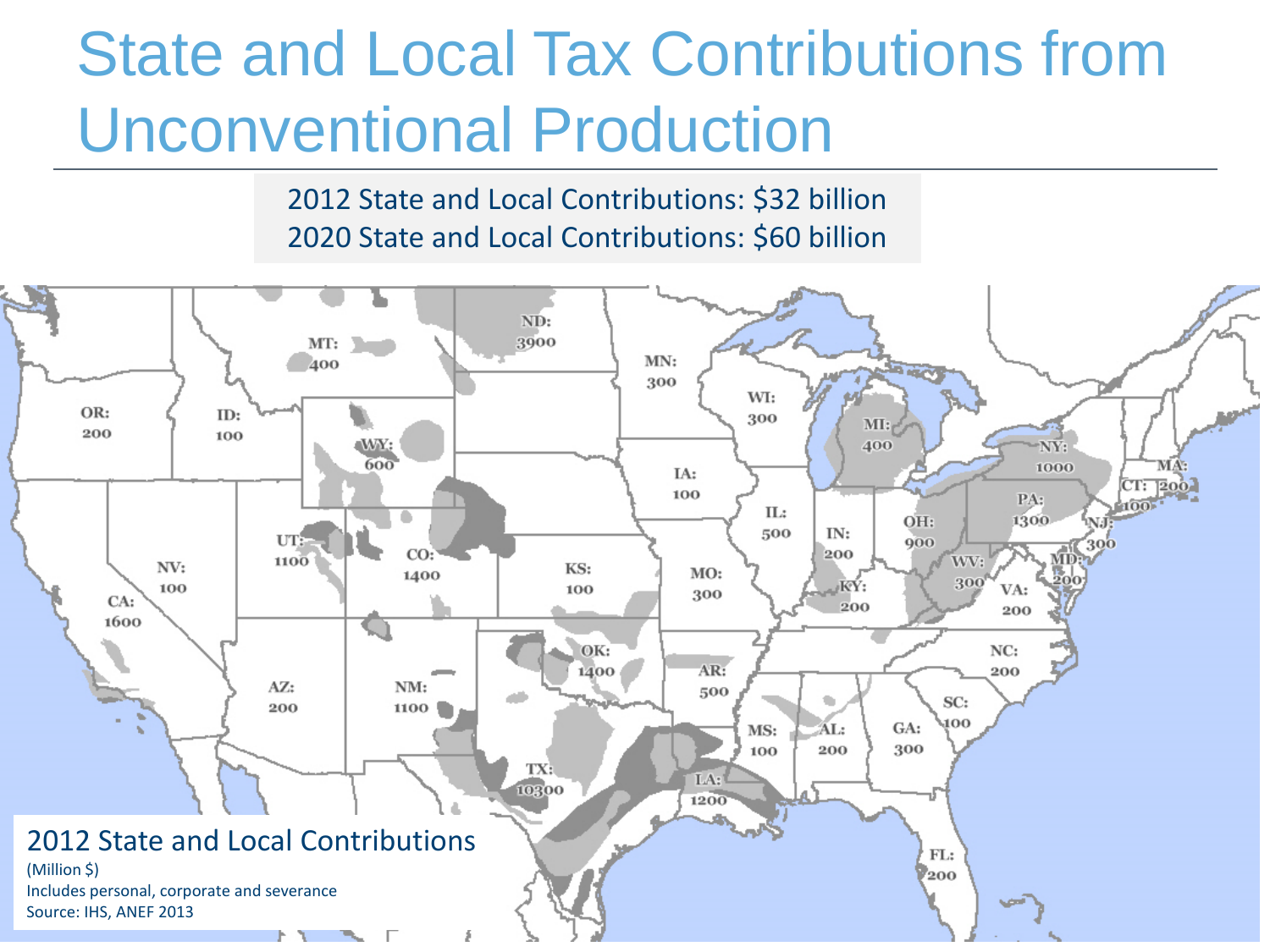# State and Local Tax Contributions from Unconventional Production

2012 State and Local Contributions: $32 billion
2020 State and Local Contributions: $60 billion

| State | 2012 Contribution (Million $) |
|---|---|
| ND | 3900 |
| MT | 400 |
| MN | 300 |
| OR | 200 |
| ID | 100 |
| WY | 600 |
| WI | 300 |
| MI | 400 |
| NY | 1000 |
| MA | 200 |
| CT | 100 |
| IA | 100 |
| IL | 500 |
| IN | 200 |
| OH | 900 |
| PA | 1300 |
| NJ | 300 |
| UT | 1100 |
| CO | 1400 |
| NV | 100 |
| CA | 1600 |
| KS | 100 |
| MO | 300 |
| KY | 200 |
| WV | 300 |
| MD | 200 |
| VA | 200 |
| OK | 1400 |
| AR | 500 |
| NC | 200 |
| AZ | 200 |
| NM | 1100 |
| SC | 100 |
| TX | 10300 |
| MS | 100 |
| AL | 200 |
| GA | 300 |
| LA | 1200 |
| FL | 200 |

2012 State and Local Contributions
(Million $)
Includes personal, corporate and severance
Source: IHS, ANEF 2013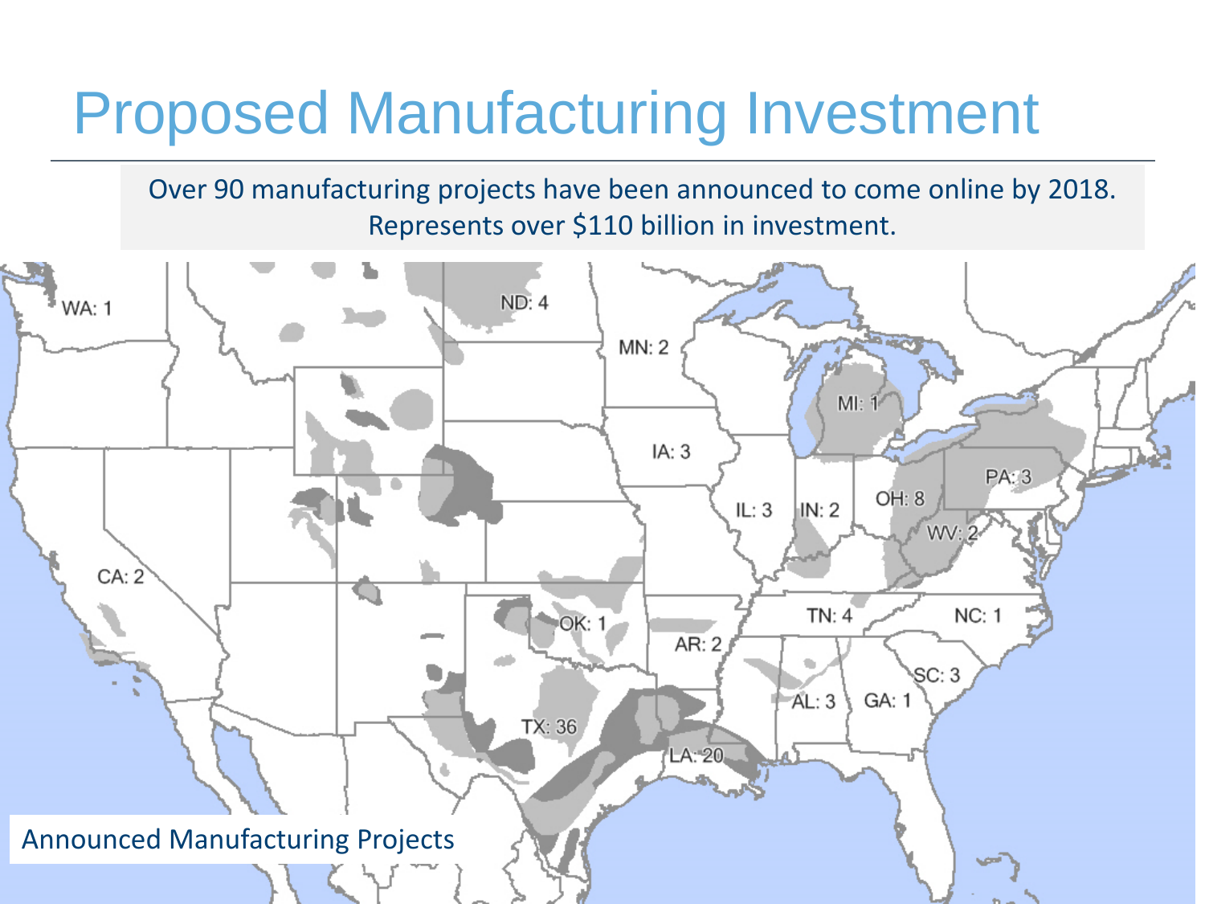# Proposed Manufacturing Investment

Over 90 manufacturing projects have been announced to come online by 2018. Represents over $110 billion in investment.

WA: 1

ND: 4

MN: 2

MI: 1

IA: 3

PA: 3

OH: 8

IL: 3

IN: 2

WV: 2

CA: 2

OK: 1

TN: 4

NC: 1

AR: 2

SC: 3

AL: 3

GA: 1

TX: 36

LA: 20

Announced Manufacturing Projects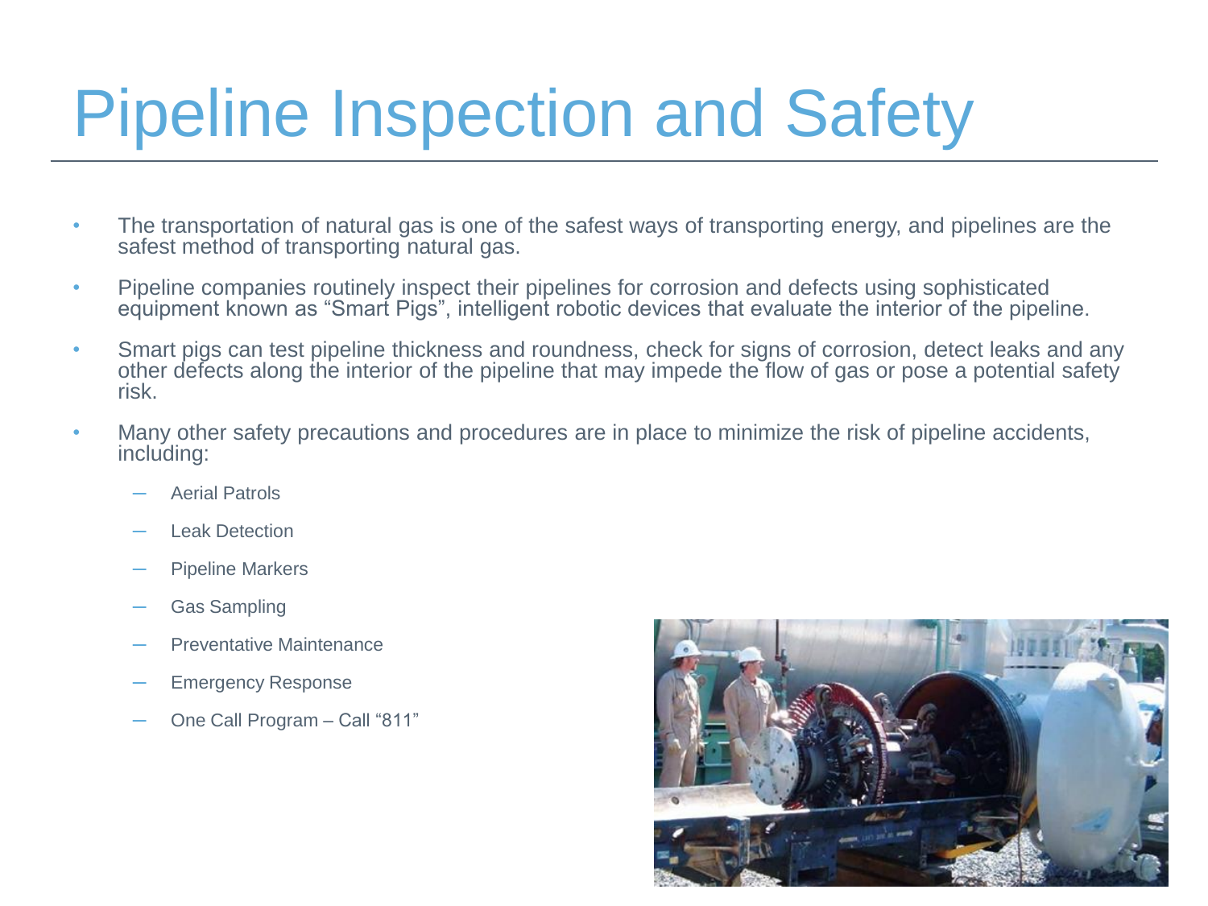# Pipeline Inspection and Safety

- The transportation of natural gas is one of the safest ways of transporting energy, and pipelines are the safest method of transporting natural gas.
- Pipeline companies routinely inspect their pipelines for corrosion and defects using sophisticated equipment known as "Smart Pigs", intelligent robotic devices that evaluate the interior of the pipeline.
- Smart pigs can test pipeline thickness and roundness, check for signs of corrosion, detect leaks and any other defects along the interior of the pipeline that may impede the flow of gas or pose a potential safety risk.
- Many other safety precautions and procedures are in place to minimize the risk of pipeline accidents, including:
  - Aerial Patrols
  - Leak Detection
  - Pipeline Markers
  - Gas Sampling
  - Preventative Maintenance
  - Emergency Response
  - One Call Program – Call "811"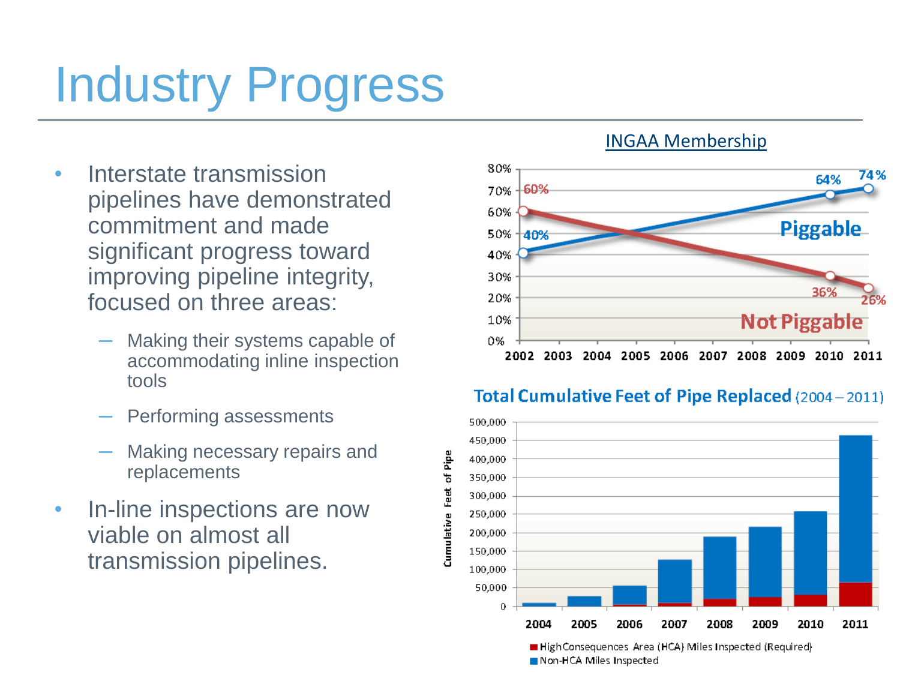# Industry Progress

- Interstate transmission pipelines have demonstrated commitment and made significant progress toward improving pipeline integrity, focused on three areas:
  - Making their systems capable of accommodating inline inspection tools
  - Performing assessments
  - Making necessary repairs and replacements
- In-line inspections are now viable on almost all transmission pipelines.

INGAA Membership

Piggable: 40% (2002), 64% (2010), 74% (2011)

Not Piggable: 60% (2002), 36% (2010), 26% (2011)

**Total Cumulative Feet of Pipe Replaced** (2004 – 2011)

Cumulative Feet of Pipe

Years: 2004, 2005, 2006, 2007, 2008, 2009, 2010, 2011

- High Consequences Area (HCA) Miles Inspected (Required)
- Non-HCA Miles Inspected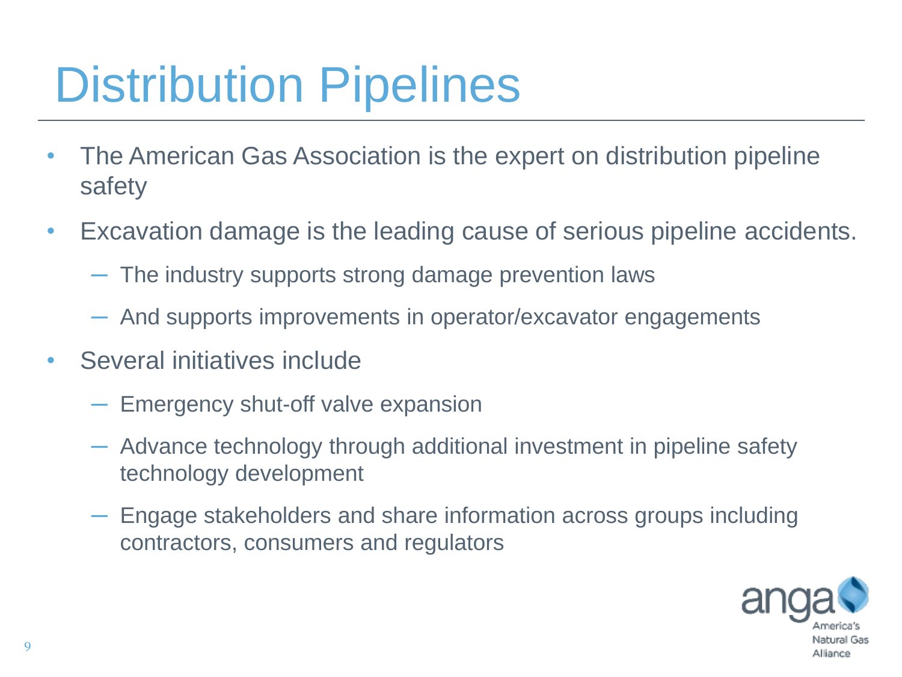# Distribution Pipelines

- The American Gas Association is the expert on distribution pipeline safety
- Excavation damage is the leading cause of serious pipeline accidents.
  - The industry supports strong damage prevention laws
  - And supports improvements in operator/excavator engagements
- Several initiatives include
  - Emergency shut-off valve expansion
  - Advance technology through additional investment in pipeline safety technology development
  - Engage stakeholders and share information across groups including contractors, consumers and regulators

anga America's Natural Gas Alliance